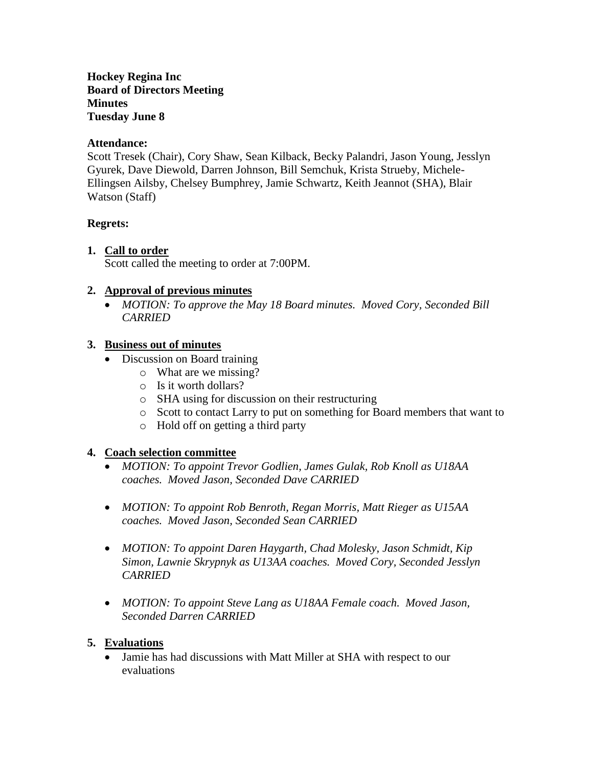**Hockey Regina Inc**
**Board of Directors Meeting**
**Minutes**
**Tuesday June 8**

**Attendance:**
Scott Tresek (Chair), Cory Shaw, Sean Kilback, Becky Palandri, Jason Young, Jesslyn Gyurek, Dave Diewold, Darren Johnson, Bill Semchuk, Krista Strueby, Michele-Ellingsen Ailsby, Chelsey Bumphrey, Jamie Schwartz, Keith Jeannot (SHA), Blair Watson (Staff)

**Regrets:**

1. **Call to order**
   Scott called the meeting to order at 7:00PM.

2. **Approval of previous minutes**
   - *MOTION: To approve the May 18 Board minutes. Moved Cory, Seconded Bill CARRIED*

3. **Business out of minutes**
   - Discussion on Board training
     - What are we missing?
     - Is it worth dollars?
     - SHA using for discussion on their restructuring
     - Scott to contact Larry to put on something for Board members that want to
     - Hold off on getting a third party

4. **Coach selection committee**
   - *MOTION: To appoint Trevor Godlien, James Gulak, Rob Knoll as U18AA coaches. Moved Jason, Seconded Dave CARRIED*
   - *MOTION: To appoint Rob Benroth, Regan Morris, Matt Rieger as U15AA coaches. Moved Jason, Seconded Sean CARRIED*
   - *MOTION: To appoint Daren Haygarth, Chad Molesky, Jason Schmidt, Kip Simon, Lawnie Skrypnyk as U13AA coaches. Moved Cory, Seconded Jesslyn CARRIED*
   - *MOTION: To appoint Steve Lang as U18AA Female coach. Moved Jason, Seconded Darren CARRIED*

5. **Evaluations**
   - Jamie has had discussions with Matt Miller at SHA with respect to our evaluations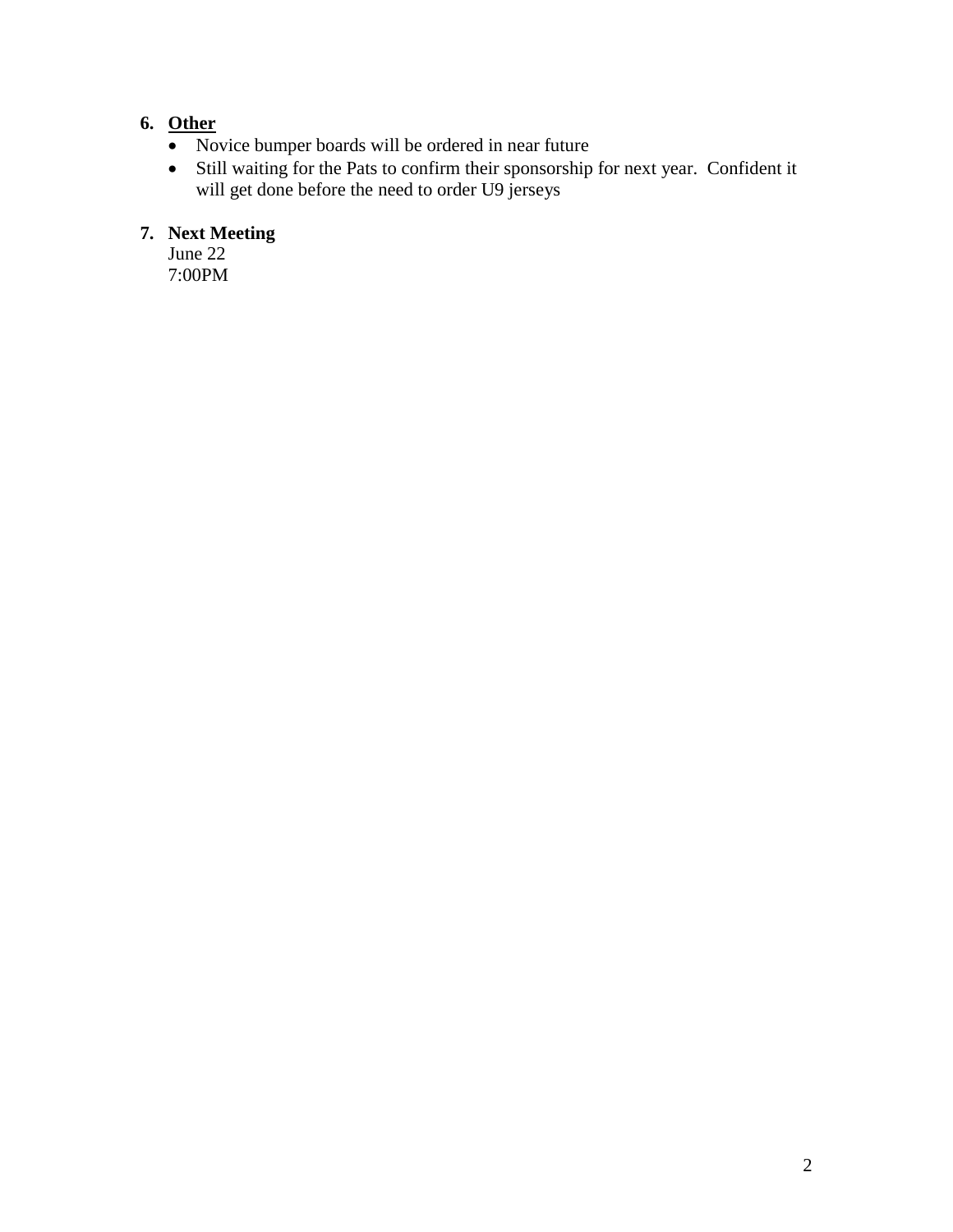6. **<u>Other</u>**
   - Novice bumper boards will be ordered in near future
   - Still waiting for the Pats to confirm their sponsorship for next year. Confident it will get done before the need to order U9 jerseys

7. **Next Meeting**
   June 22
   7:00PM